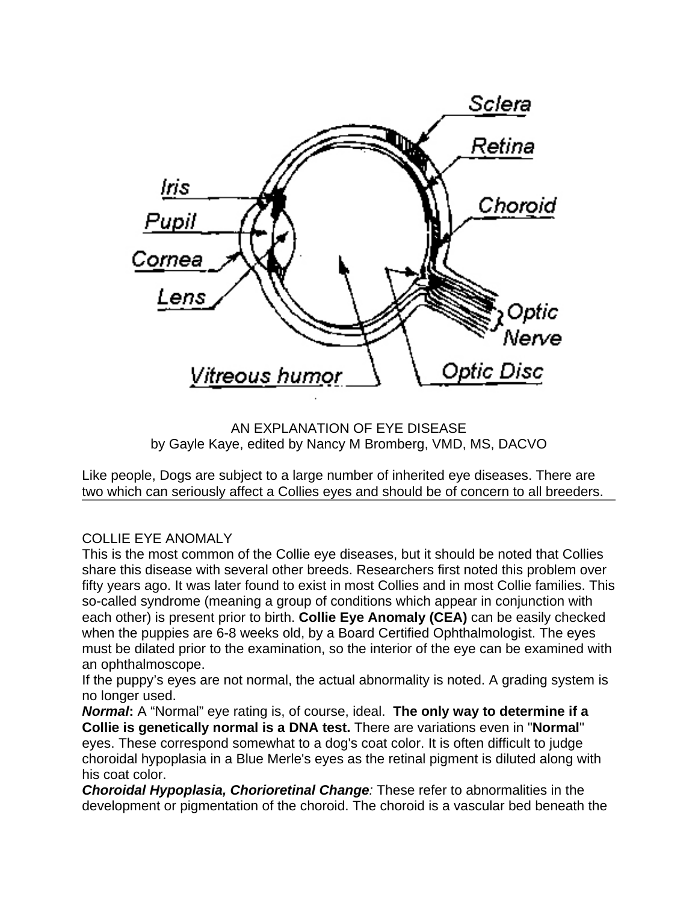AN EXPLANATION OF EYE DISEASE
by Gayle Kaye, edited by Nancy M Bromberg, VMD, MS, DACVO

Like people, Dogs are subject to a large number of inherited eye diseases. There are two which can seriously affect a Collies eyes and should be of concern to all breeders.

---

## COLLIE EYE ANOMALY

This is the most common of the Collie eye diseases, but it should be noted that Collies share this disease with several other breeds. Researchers first noted this problem over fifty years ago. It was later found to exist in most Collies and in most Collie families. This so-called syndrome (meaning a group of conditions which appear in conjunction with each other) is present prior to birth. **Collie Eye Anomaly (CEA)** can be easily checked when the puppies are 6-8 weeks old, by a Board Certified Ophthalmologist. The eyes must be dilated prior to the examination, so the interior of the eye can be examined with an ophthalmoscope.

If the puppy's eyes are not normal, the actual abnormality is noted. A grading system is no longer used.

***Normal*:** A "Normal" eye rating is, of course, ideal. **The only way to determine if a Collie is genetically normal is a DNA test.** There are variations even in "**Normal**" eyes. These correspond somewhat to a dog's coat color. It is often difficult to judge choroidal hypoplasia in a Blue Merle's eyes as the retinal pigment is diluted along with his coat color.

***Choroidal Hypoplasia, Chorioretinal Change*:** These refer to abnormalities in the development or pigmentation of the choroid. The choroid is a vascular bed beneath the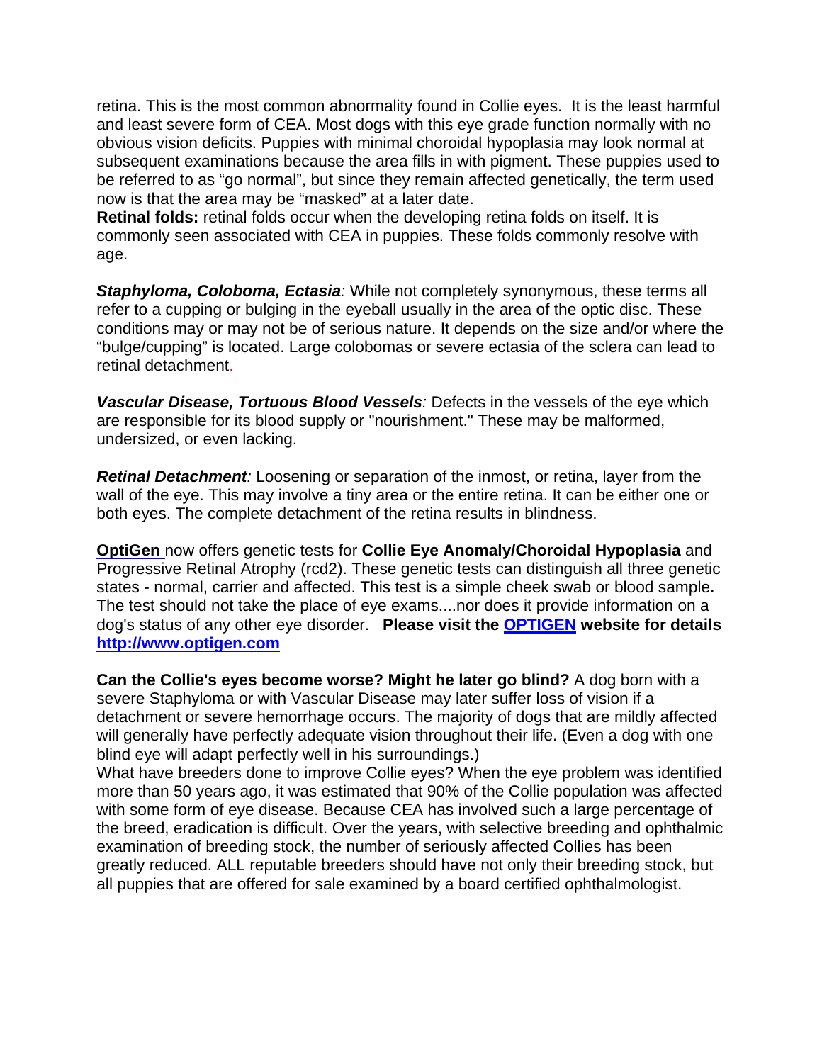retina. This is the most common abnormality found in Collie eyes. It is the least harmful and least severe form of CEA. Most dogs with this eye grade function normally with no obvious vision deficits. Puppies with minimal choroidal hypoplasia may look normal at subsequent examinations because the area fills in with pigment. These puppies used to be referred to as "go normal", but since they remain affected genetically, the term used now is that the area may be "masked" at a later date.

**Retinal folds:** retinal folds occur when the developing retina folds on itself. It is commonly seen associated with CEA in puppies. These folds commonly resolve with age.

***Staphyloma, Coloboma, Ectasia**:* While not completely synonymous, these terms all refer to a cupping or bulging in the eyeball usually in the area of the optic disc. These conditions may or may not be of serious nature. It depends on the size and/or where the "bulge/cupping" is located. Large colobomas or severe ectasia of the sclera can lead to retinal detachment.

***Vascular Disease, Tortuous Blood Vessels**:* Defects in the vessels of the eye which are responsible for its blood supply or "nourishment." These may be malformed, undersized, or even lacking.

***Retinal Detachment**:* Loosening or separation of the inmost, or retina, layer from the wall of the eye. This may involve a tiny area or the entire retina. It can be either one or both eyes. The complete detachment of the retina results in blindness.

**OptiGen** now offers genetic tests for **Collie Eye Anomaly/Choroidal Hypoplasia** and Progressive Retinal Atrophy (rcd2). These genetic tests can distinguish all three genetic states - normal, carrier and affected. This test is a simple cheek swab or blood sample**.** The test should not take the place of eye exams....nor does it provide information on a dog's status of any other eye disorder. **Please visit the OPTIGEN website for details http://www.optigen.com**

**Can the Collie's eyes become worse? Might he later go blind?** A dog born with a severe Staphyloma or with Vascular Disease may later suffer loss of vision if a detachment or severe hemorrhage occurs. The majority of dogs that are mildly affected will generally have perfectly adequate vision throughout their life. (Even a dog with one blind eye will adapt perfectly well in his surroundings.)

What have breeders done to improve Collie eyes? When the eye problem was identified more than 50 years ago, it was estimated that 90% of the Collie population was affected with some form of eye disease. Because CEA has involved such a large percentage of the breed, eradication is difficult. Over the years, with selective breeding and ophthalmic examination of breeding stock, the number of seriously affected Collies has been greatly reduced. ALL reputable breeders should have not only their breeding stock, but all puppies that are offered for sale examined by a board certified ophthalmologist.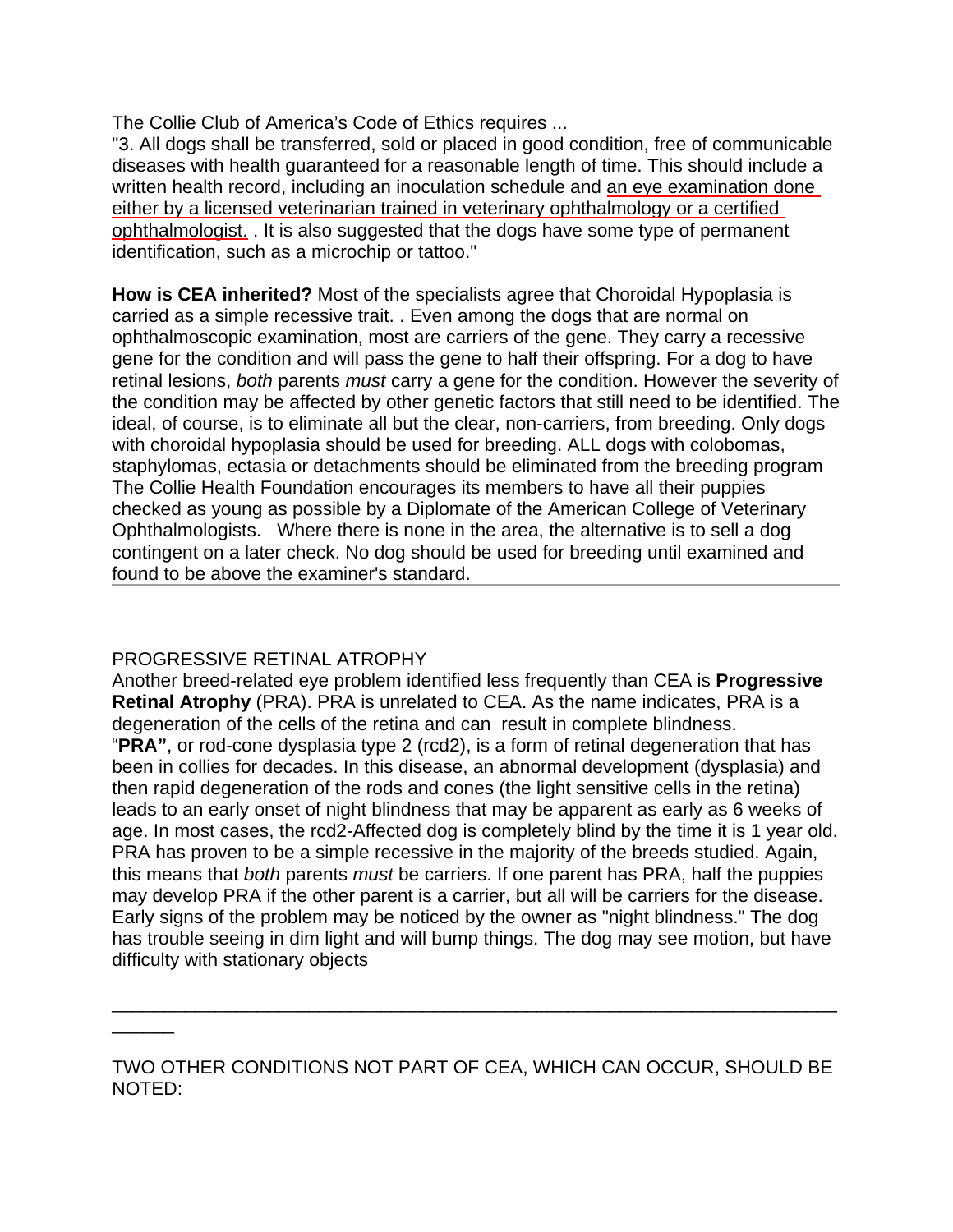The Collie Club of America's Code of Ethics requires ...

"3. All dogs shall be transferred, sold or placed in good condition, free of communicable diseases with health guaranteed for a reasonable length of time. This should include a written health record, including an inoculation schedule and an eye examination done either by a licensed veterinarian trained in veterinary ophthalmology or a certified ophthalmologist. . It is also suggested that the dogs have some type of permanent identification, such as a microchip or tattoo."

**How is CEA inherited?** Most of the specialists agree that Choroidal Hypoplasia is carried as a simple recessive trait. . Even among the dogs that are normal on ophthalmoscopic examination, most are carriers of the gene. They carry a recessive gene for the condition and will pass the gene to half their offspring. For a dog to have retinal lesions, *both* parents *must* carry a gene for the condition. However the severity of the condition may be affected by other genetic factors that still need to be identified. The ideal, of course, is to eliminate all but the clear, non-carriers, from breeding. Only dogs with choroidal hypoplasia should be used for breeding. ALL dogs with colobomas, staphylomas, ectasia or detachments should be eliminated from the breeding program The Collie Health Foundation encourages its members to have all their puppies checked as young as possible by a Diplomate of the American College of Veterinary Ophthalmologists. Where there is none in the area, the alternative is to sell a dog contingent on a later check. No dog should be used for breeding until examined and found to be above the examiner's standard.

---

PROGRESSIVE RETINAL ATROPHY

Another breed-related eye problem identified less frequently than CEA is **Progressive Retinal Atrophy** (PRA). PRA is unrelated to CEA. As the name indicates, PRA is a degeneration of the cells of the retina and can result in complete blindness. "**PRA"**, or rod-cone dysplasia type 2 (rcd2), is a form of retinal degeneration that has been in collies for decades. In this disease, an abnormal development (dysplasia) and then rapid degeneration of the rods and cones (the light sensitive cells in the retina) leads to an early onset of night blindness that may be apparent as early as 6 weeks of age. In most cases, the rcd2-Affected dog is completely blind by the time it is 1 year old. PRA has proven to be a simple recessive in the majority of the breeds studied. Again, this means that *both* parents *must* be carriers. If one parent has PRA, half the puppies may develop PRA if the other parent is a carrier, but all will be carriers for the disease. Early signs of the problem may be noticed by the owner as "night blindness." The dog has trouble seeing in dim light and will bump things. The dog may see motion, but have difficulty with stationary objects

---

TWO OTHER CONDITIONS NOT PART OF CEA, WHICH CAN OCCUR, SHOULD BE NOTED: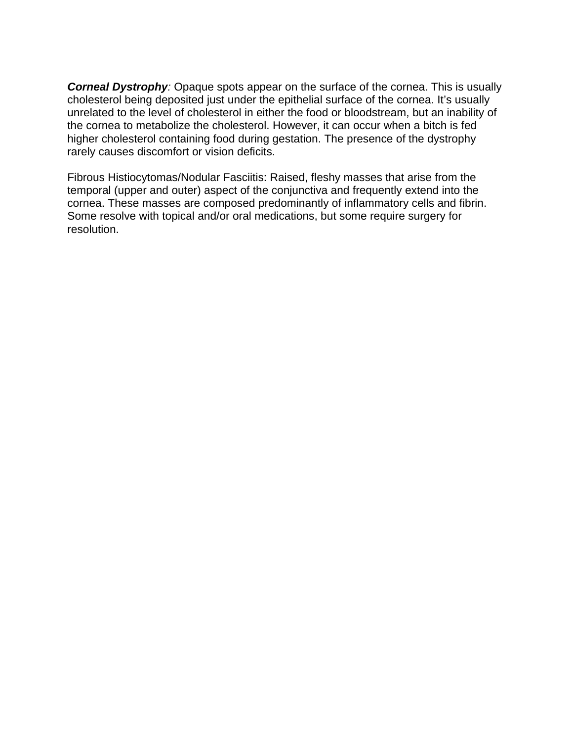***Corneal Dystrophy****:* Opaque spots appear on the surface of the cornea. This is usually cholesterol being deposited just under the epithelial surface of the cornea. It's usually unrelated to the level of cholesterol in either the food or bloodstream, but an inability of the cornea to metabolize the cholesterol. However, it can occur when a bitch is fed higher cholesterol containing food during gestation. The presence of the dystrophy rarely causes discomfort or vision deficits.

Fibrous Histiocytomas/Nodular Fasciitis: Raised, fleshy masses that arise from the temporal (upper and outer) aspect of the conjunctiva and frequently extend into the cornea. These masses are composed predominantly of inflammatory cells and fibrin. Some resolve with topical and/or oral medications, but some require surgery for resolution.